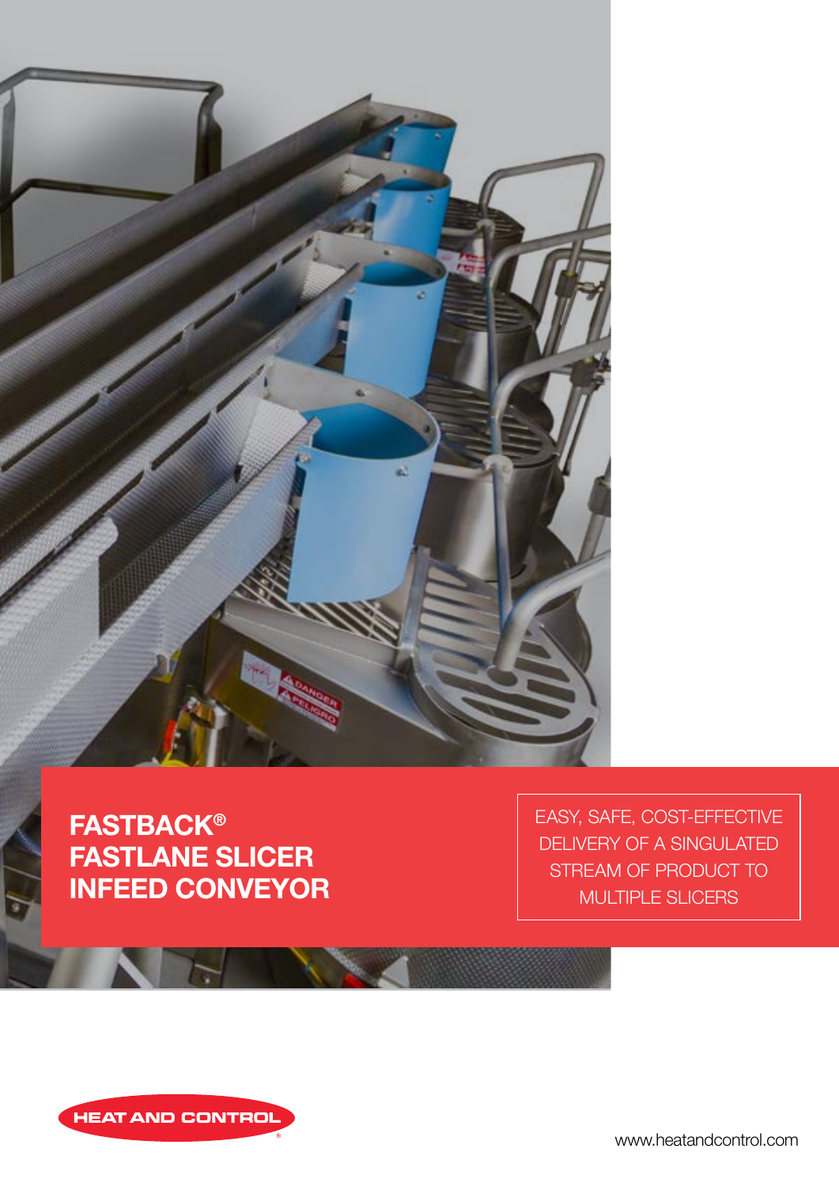# FASTBACK® FASTLANE SLICER INFEED CONVEYOR

EASY, SAFE, COST-EFFECTIVE DELIVERY OF A SINGULATED STREAM OF PRODUCT TO MULTIPLE SLICERS

HEAT AND CONTROL®

www.heatandcontrol.com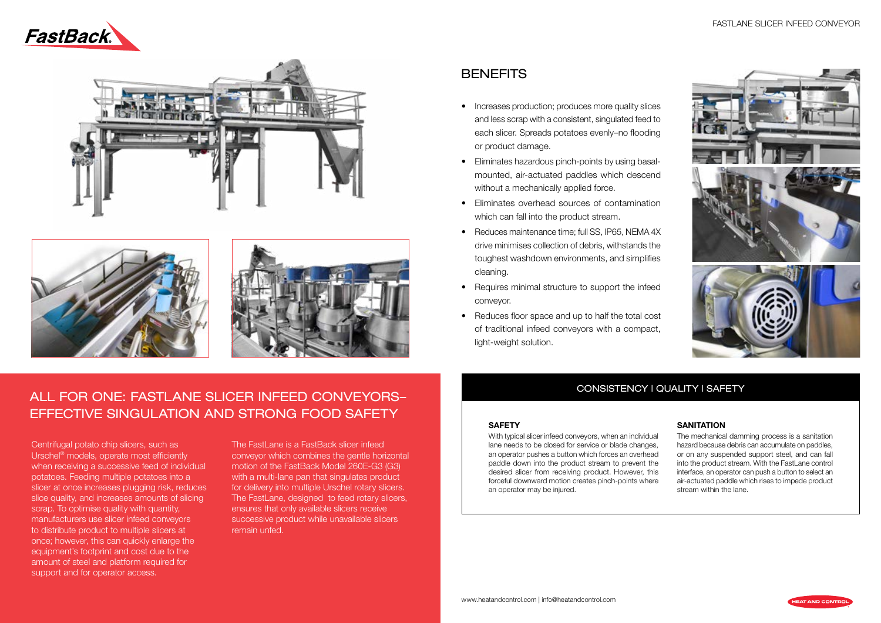# BENEFITS

- Increases production; produces more quality slices and less scrap with a consistent, singulated feed to each slicer. Spreads potatoes evenly–no flooding or product damage.
- Eliminates hazardous pinch-points by using basal-mounted, air-actuated paddles which descend without a mechanically applied force.
- Eliminates overhead sources of contamination which can fall into the product stream.
- Reduces maintenance time; full SS, IP65, NEMA 4X drive minimises collection of debris, withstands the toughest washdown environments, and simplifies cleaning.
- Requires minimal structure to support the infeed conveyor.
- Reduces floor space and up to half the total cost of traditional infeed conveyors with a compact, light-weight solution.

## ALL FOR ONE: FASTLANE SLICER INFEED CONVEYORS–EFFECTIVE SINGULATION AND STRONG FOOD SAFETY

Centrifugal potato chip slicers, such as Urschel® models, operate most efficiently when receiving a successive feed of individual potatoes. Feeding multiple potatoes into a slicer at once increases plugging risk, reduces slice quality, and increases amounts of slicing scrap. To optimise quality with quantity, manufacturers use slicer infeed conveyors to distribute product to multiple slicers at once; however, this can quickly enlarge the equipment's footprint and cost due to the amount of steel and platform required for support and for operator access.

The FastLane is a FastBack slicer infeed conveyor which combines the gentle horizontal motion of the FastBack Model 260E-G3 (G3) with a multi-lane pan that singulates product for delivery into multiple Urschel rotary slicers. The FastLane, designed to feed rotary slicers, ensures that only available slicers receive successive product while unavailable slicers remain unfed.

## CONSISTENCY | QUALITY | SAFETY

**SAFETY**

With typical slicer infeed conveyors, when an individual lane needs to be closed for service or blade changes, an operator pushes a button which forces an overhead paddle down into the product stream to prevent the desired slicer from receiving product. However, this forceful downward motion creates pinch-points where an operator may be injured.

**SANITATION**

The mechanical damming process is a sanitation hazard because debris can accumulate on paddles, or on any suspended support steel, and can fall into the product stream. With the FastLane control interface, an operator can push a button to select an air-actuated paddle which rises to impede product stream within the lane.

www.heatandcontrol.com | info@heatandcontrol.com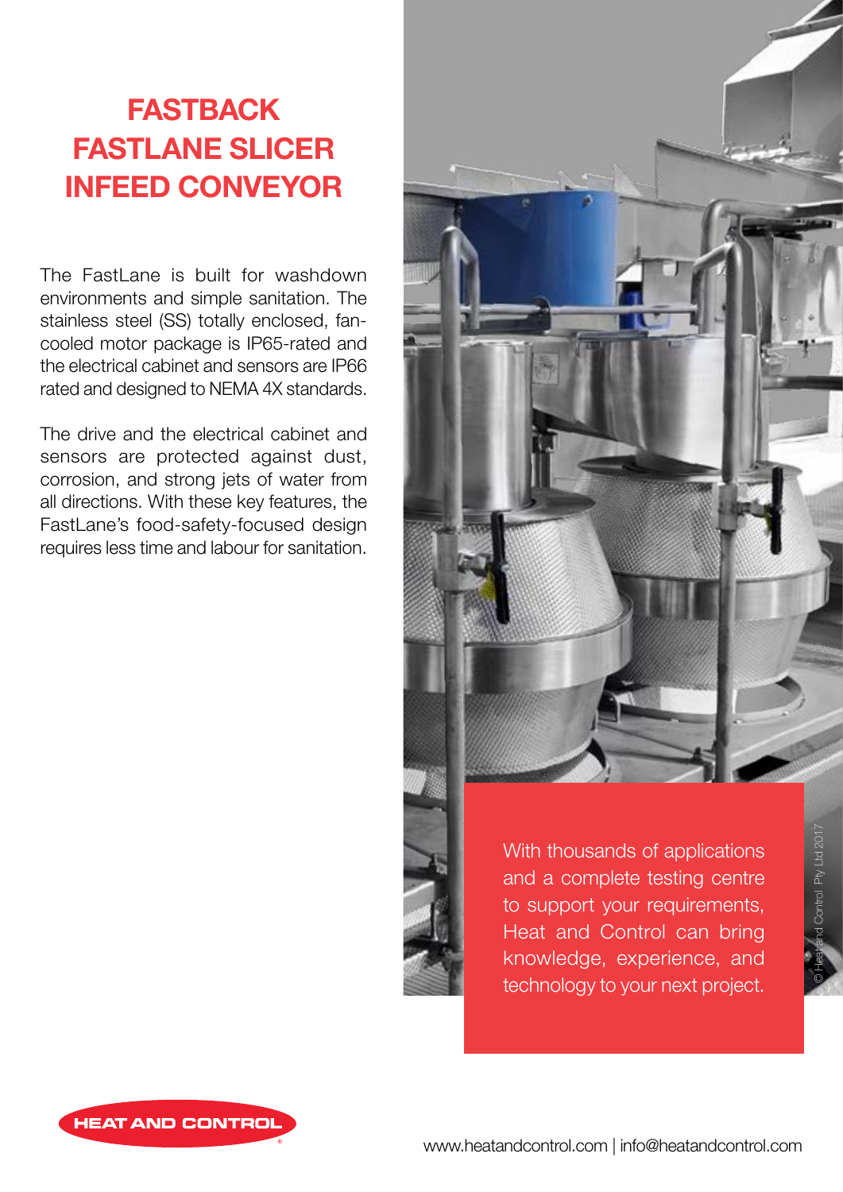# FASTBACK FASTLANE SLICER INFEED CONVEYOR

The FastLane is built for washdown environments and simple sanitation. The stainless steel (SS) totally enclosed, fan-cooled motor package is IP65-rated and the electrical cabinet and sensors are IP66 rated and designed to NEMA 4X standards.

The drive and the electrical cabinet and sensors are protected against dust, corrosion, and strong jets of water from all directions. With these key features, the FastLane's food-safety-focused design requires less time and labour for sanitation.

With thousands of applications and a complete testing centre to support your requirements, Heat and Control can bring knowledge, experience, and technology to your next project.

© Heat and Control Pty Ltd 2017

HEAT AND CONTROL®

www.heatandcontrol.com | info@heatandcontrol.com